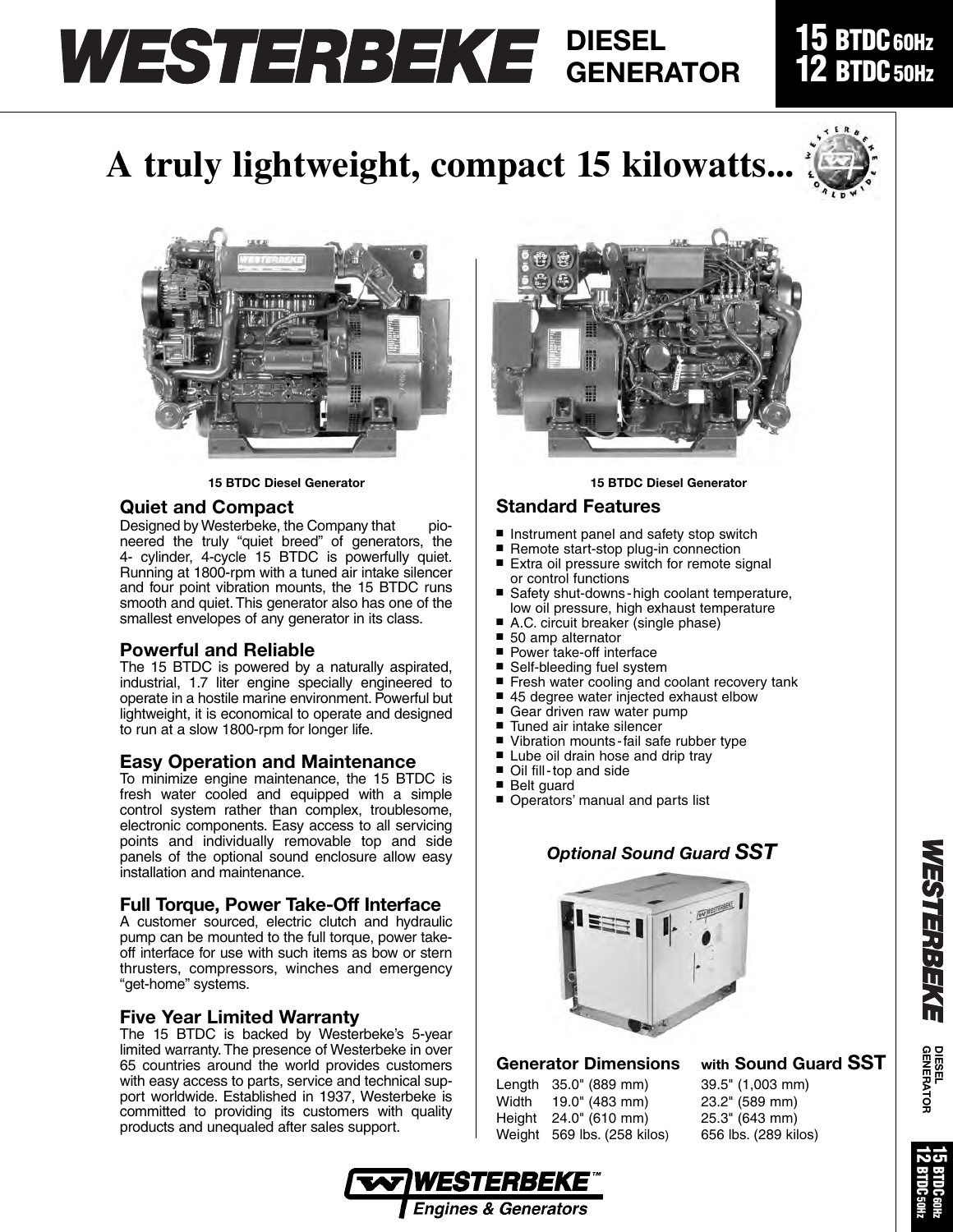# WESTERBEKE DIESEL GENERATOR

**15 BTDC 60Hz**
**12 BTDC 50Hz**

# A truly lightweight, compact 15 kilowatts...

15 BTDC Diesel Generator

15 BTDC Diesel Generator

## Quiet and Compact

Designed by Westerbeke, the Company that pioneered the truly "quiet breed" of generators, the 4- cylinder, 4-cycle 15 BTDC is powerfully quiet. Running at 1800-rpm with a tuned air intake silencer and four point vibration mounts, the 15 BTDC runs smooth and quiet. This generator also has one of the smallest envelopes of any generator in its class.

## Powerful and Reliable

The 15 BTDC is powered by a naturally aspirated, industrial, 1.7 liter engine specially engineered to operate in a hostile marine environment. Powerful but lightweight, it is economical to operate and designed to run at a slow 1800-rpm for longer life.

## Easy Operation and Maintenance

To minimize engine maintenance, the 15 BTDC is fresh water cooled and equipped with a simple control system rather than complex, troublesome, electronic components. Easy access to all servicing points and individually removable top and side panels of the optional sound enclosure allow easy installation and maintenance.

## Full Torque, Power Take-Off Interface

A customer sourced, electric clutch and hydraulic pump can be mounted to the full torque, power take-off interface for use with such items as bow or stern thrusters, compressors, winches and emergency "get-home" systems.

## Five Year Limited Warranty

The 15 BTDC is backed by Westerbeke's 5-year limited warranty. The presence of Westerbeke in over 65 countries around the world provides customers with easy access to parts, service and technical support worldwide. Established in 1937, Westerbeke is committed to providing its customers with quality products and unequaled after sales support.

## Standard Features

- Instrument panel and safety stop switch
- Remote start-stop plug-in connection
- Extra oil pressure switch for remote signal or control functions
- Safety shut-downs - high coolant temperature, low oil pressure, high exhaust temperature
- A.C. circuit breaker (single phase)
- 50 amp alternator
- Power take-off interface
- Self-bleeding fuel system
- Fresh water cooling and coolant recovery tank
- 45 degree water injected exhaust elbow
- Gear driven raw water pump
- Tuned air intake silencer
- Vibration mounts - fail safe rubber type
- Lube oil drain hose and drip tray
- Oil fill - top and side
- Belt guard
- Operators' manual and parts list

***Optional Sound Guard SST***

| Generator Dimensions | | with Sound Guard SST |
|---|---|---|
| Length | 35.0" (889 mm) | 39.5" (1,003 mm) |
| Width | 19.0" (483 mm) | 23.2" (589 mm) |
| Height | 24.0" (610 mm) | 25.3" (643 mm) |
| Weight | 569 lbs. (258 kilos) | 656 lbs. (289 kilos) |

WESTERBEKE™ Engines & Generators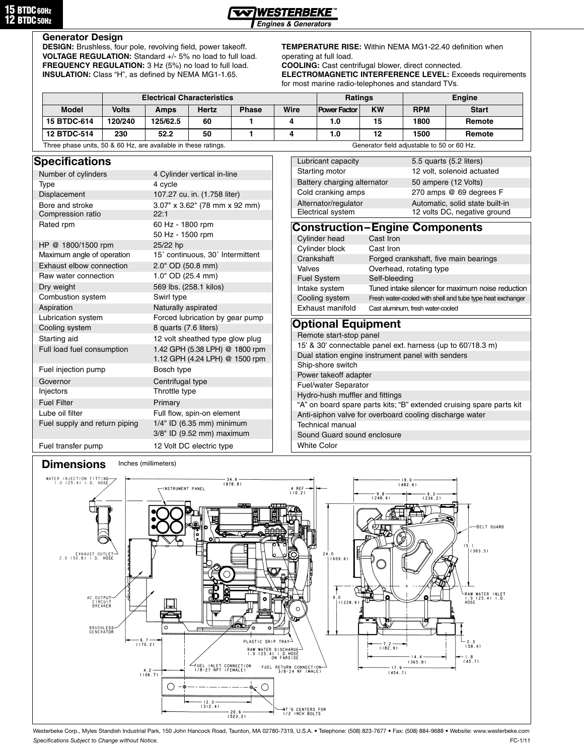15 BTDC 60Hz
12 BTDC 50Hz

WESTERBEKE™
Engines & Generators

## Generator Design

**DESIGN:** Brushless, four pole, revolving field, power takeoff.
**VOLTAGE REGULATION:** Standard +/- 5% no load to full load.
**FREQUENCY REGULATION:** 3 Hz (5%) no load to full load.
**INSULATION:** Class "H", as defined by NEMA MG1-1.65.
**TEMPERATURE RISE:** Within NEMA MG1-22.40 definition when operating at full load.
**COOLING:** Cast centrifugal blower, direct connected.
**ELECTROMAGNETIC INTERFERENCE LEVEL:** Exceeds requirements for most marine radio-telephones and standard TVs.

| | Electrical Characteristics | | | | | Ratings | | Engine | |
|---|---|---|---|---|---|---|---|---|---|
| **Model** | **Volts** | **Amps** | **Hertz** | **Phase** | **Wire** | **Power Factor** | **KW** | **RPM** | **Start** |
| 15 BTDC-614 | 120/240 | 125/62.5 | 60 | 1 | 4 | 1.0 | 15 | 1800 | Remote |
| 12 BTDC-514 | 230 | 52.2 | 50 | 1 | 4 | 1.0 | 12 | 1500 | Remote |

Three phase units, 50 & 60 Hz, are available in these ratings. Generator field adjustable to 50 or 60 Hz.

## Specifications

| | |
|---|---|
| Number of cylinders | 4 Cylinder vertical in-line |
| Type | 4 cycle |
| Displacement | 107.27 cu. in. (1.758 liter) |
| Bore and stroke | 3.07" x 3.62" (78 mm x 92 mm) |
| Compression ratio | 22:1 |
| Rated rpm | 60 Hz - 1800 rpm<br>50 Hz - 1500 rpm |
| HP @ 1800/1500 rpm | 25/22 hp |
| Maximum angle of operation | 15˚ continuous, 30˚ Intermittent |
| Exhaust elbow connection | 2.0" OD (50.8 mm) |
| Raw water connection | 1.0" OD (25.4 mm) |
| Dry weight | 569 lbs. (258.1 kilos) |
| Combustion system | Swirl type |
| Aspiration | Naturally aspirated |
| Lubrication system | Forced lubrication by gear pump |
| Cooling system | 8 quarts (7.6 liters) |
| Starting aid | 12 volt sheathed type glow plug |
| Full load fuel consumption | 1.42 GPH (5.38 LPH) @ 1800 rpm<br>1.12 GPH (4.24 LPH) @ 1500 rpm |
| Fuel injection pump | Bosch type |
| Governor | Centrifugal type |
| Injectors | Throttle type |
| Fuel Filter | Primary |
| Lube oil filter | Full flow, spin-on element |
| Fuel supply and return piping | 1/4" ID (6.35 mm) minimum<br>3/8" ID (9.52 mm) maximum |
| Fuel transfer pump | 12 Volt DC electric type |
| Lubricant capacity | 5.5 quarts (5.2 liters) |
| Starting motor | 12 volt, solenoid actuated |
| Battery charging alternator | 50 ampere (12 Volts) |
| Cold cranking amps | 270 amps @ 69 degrees F |
| Alternator/regulator | Automatic, solid state built-in |
| Electrical system | 12 volts DC, negative ground |

## Construction–Engine Components

| | |
|---|---|
| Cylinder head | Cast Iron |
| Cylinder block | Cast Iron |
| Crankshaft | Forged crankshaft, five main bearings |
| Valves | Overhead, rotating type |
| Fuel System | Self-bleeding |
| Intake system | Tuned intake silencer for maximum noise reduction |
| Cooling system | Fresh water-cooled with shell and tube type heat exchanger |
| Exhaust manifold | Cast aluminum, fresh water-cooled |

## Optional Equipment

- Remote start-stop panel
- 15' & 30' connectable panel ext. harness (up to 60'/18.3 m)
- Dual station engine instrument panel with senders
- Ship-shore switch
- Power takeoff adapter
- Fuel/water Separator
- Hydro-hush muffler and fittings
- "A" on board spare parts kits; "B" extended cruising spare parts kit
- Anti-siphon valve for overboard cooling discharge water
- Technical manual
- Sound Guard sound enclosure
- White Color

## Dimensions

Inches (millimeters)

WATER INJECTION FITTING 1.0 (25.4) I.D. HOSE
INSTRUMENT PANEL
34.6 (878.8)
.4 REF (10.2)
EXHAUST OUTLET 2.0 (50.8) I.D. HOSE
AC OUTPUT CIRCUIT BREAKER
BRUSHLESS GENERATOR
6.7 (170.2)
4.2 (106.7)
PLASTIC DRIP TRAY
RAW WATER DISCHARGE 1.0 (25.4) I.D. HOSE ON FARSIDE
FUEL INLET CONNECTION 1/8-27 NPT (FEMALE)
FUEL RETURN CONNECTION 3/8-24 NF (MALE)
12.3 (312.4)
20.6 (523.2)
MT'G CENTERS FOR 1/2 INCH BOLTS
19.0 (482.6)
9.8 (248.9)
9.3 (236.2)
BELT GUARD
15.1 (383.5)
24.0 (609.6)
9.0 (228.6)
RAW WATER INLET 1.0 (25.4) I.D. HOSE
2.3 (58.4)
7.2 (182.9)
14.4 (365.8)
1.8 (45.7)
17.9 (454.7)

Westerbeke Corp., Myles Standish Industrial Park, 150 John Hancock Road, Taunton, MA 02780-7319, U.S.A. • Telephone: (508) 823-7677 • Fax: (508) 884-9688 • Website: www.westerbeke.com

*Specifications Subject to Change without Notice.*

FC-1/11